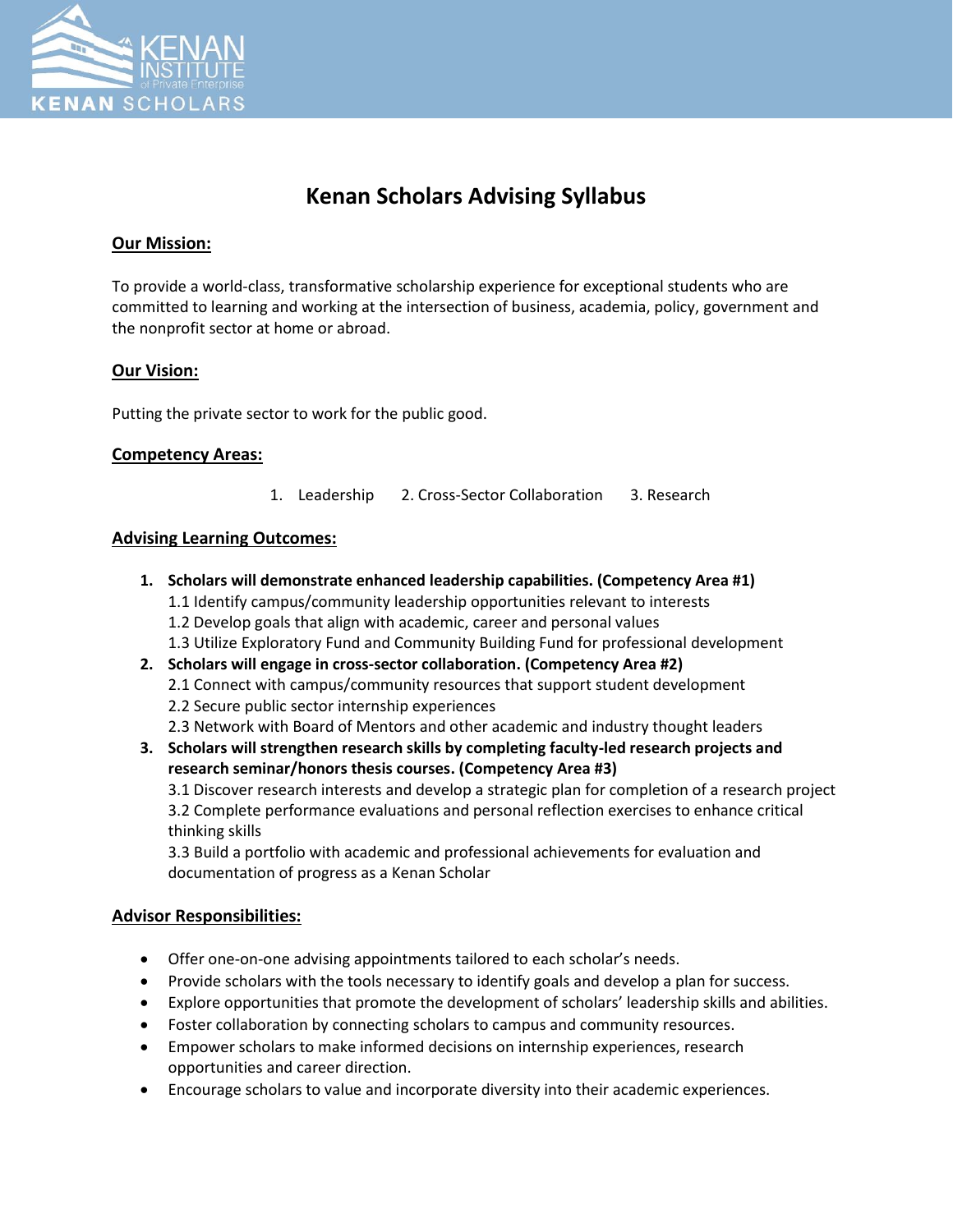# Kenan Scholars Advising Syllabus

## Our Mission:

To provide a world-class, transformative scholarship experience for exceptional students who are committed to learning and working at the intersection of business, academia, policy, government and the nonprofit sector at home or abroad.

## Our Vision:

Putting the private sector to work for the public good.

## Competency Areas:

1. Leadership 2. Cross-Sector Collaboration 3. Research

## Advising Learning Outcomes:

1. **Scholars will demonstrate enhanced leadership capabilities. (Competency Area #1)**
   1.1 Identify campus/community leadership opportunities relevant to interests
   1.2 Develop goals that align with academic, career and personal values
   1.3 Utilize Exploratory Fund and Community Building Fund for professional development
2. **Scholars will engage in cross-sector collaboration. (Competency Area #2)**
   2.1 Connect with campus/community resources that support student development
   2.2 Secure public sector internship experiences
   2.3 Network with Board of Mentors and other academic and industry thought leaders
3. **Scholars will strengthen research skills by completing faculty-led research projects and research seminar/honors thesis courses. (Competency Area #3)**
   3.1 Discover research interests and develop a strategic plan for completion of a research project
   3.2 Complete performance evaluations and personal reflection exercises to enhance critical thinking skills
   3.3 Build a portfolio with academic and professional achievements for evaluation and documentation of progress as a Kenan Scholar

## Advisor Responsibilities:

- Offer one-on-one advising appointments tailored to each scholar's needs.
- Provide scholars with the tools necessary to identify goals and develop a plan for success.
- Explore opportunities that promote the development of scholars' leadership skills and abilities.
- Foster collaboration by connecting scholars to campus and community resources.
- Empower scholars to make informed decisions on internship experiences, research opportunities and career direction.
- Encourage scholars to value and incorporate diversity into their academic experiences.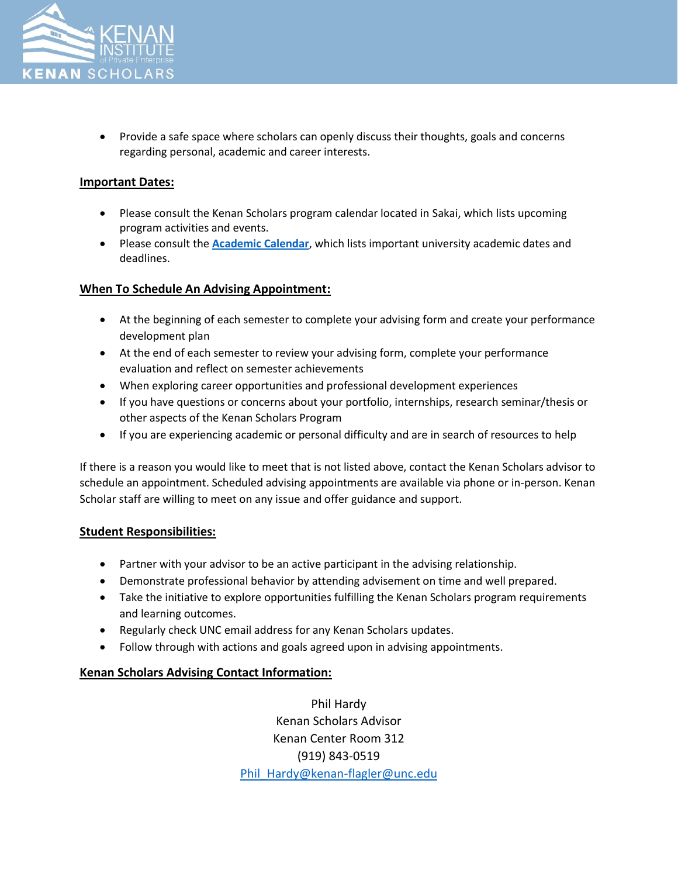- Provide a safe space where scholars can openly discuss their thoughts, goals and concerns regarding personal, academic and career interests.

**Important Dates:**

- Please consult the Kenan Scholars program calendar located in Sakai, which lists upcoming program activities and events.
- Please consult the **Academic Calendar**, which lists important university academic dates and deadlines.

**When To Schedule An Advising Appointment:**

- At the beginning of each semester to complete your advising form and create your performance development plan
- At the end of each semester to review your advising form, complete your performance evaluation and reflect on semester achievements
- When exploring career opportunities and professional development experiences
- If you have questions or concerns about your portfolio, internships, research seminar/thesis or other aspects of the Kenan Scholars Program
- If you are experiencing academic or personal difficulty and are in search of resources to help

If there is a reason you would like to meet that is not listed above, contact the Kenan Scholars advisor to schedule an appointment. Scheduled advising appointments are available via phone or in-person. Kenan Scholar staff are willing to meet on any issue and offer guidance and support.

**Student Responsibilities:**

- Partner with your advisor to be an active participant in the advising relationship.
- Demonstrate professional behavior by attending advisement on time and well prepared.
- Take the initiative to explore opportunities fulfilling the Kenan Scholars program requirements and learning outcomes.
- Regularly check UNC email address for any Kenan Scholars updates.
- Follow through with actions and goals agreed upon in advising appointments.

**Kenan Scholars Advising Contact Information:**

Phil Hardy
Kenan Scholars Advisor
Kenan Center Room 312
(919) 843-0519
Phil_Hardy@kenan-flagler@unc.edu